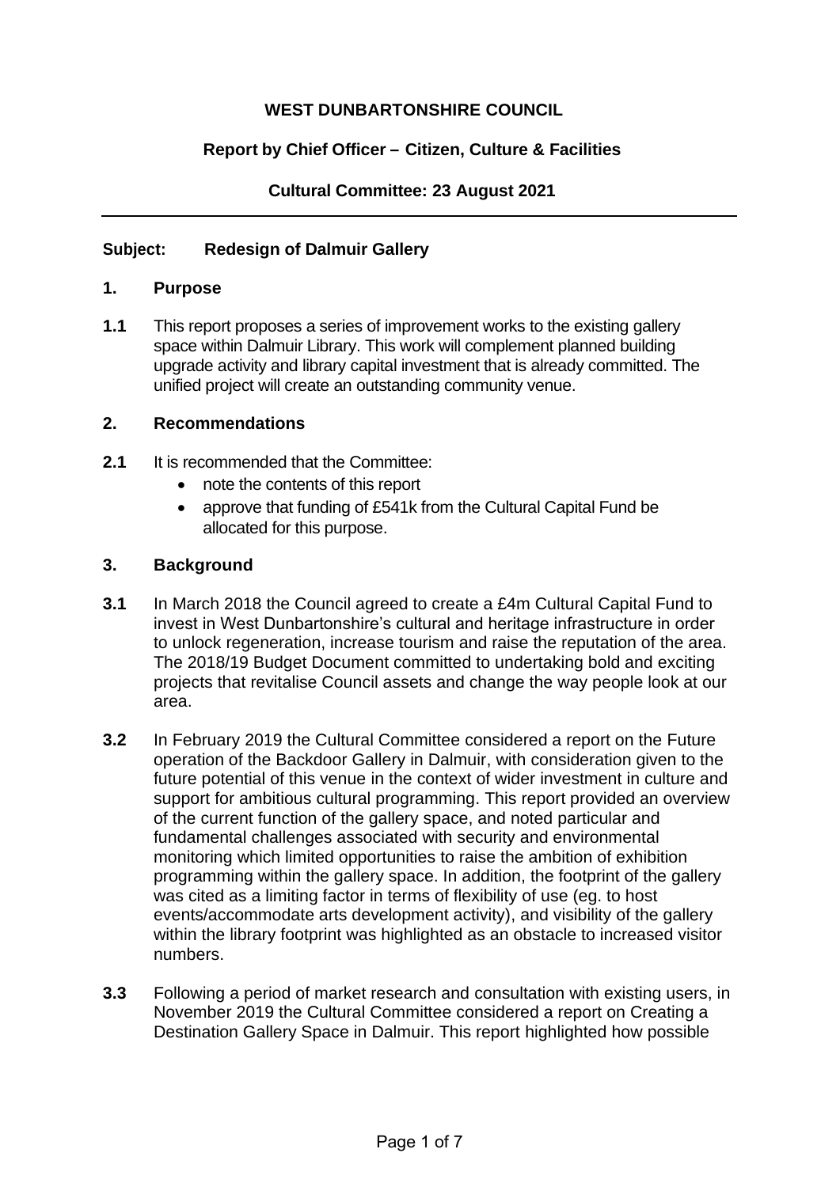**WEST DUNBARTONSHIRE COUNCIL**

**Report by Chief Officer – Citizen, Culture & Facilities**

**Cultural Committee: 23 August 2021**

---

**Subject: Redesign of Dalmuir Gallery**

## 1. Purpose

**1.1** This report proposes a series of improvement works to the existing gallery space within Dalmuir Library. This work will complement planned building upgrade activity and library capital investment that is already committed. The unified project will create an outstanding community venue.

## 2. Recommendations

**2.1** It is recommended that the Committee:

- note the contents of this report
- approve that funding of £541k from the Cultural Capital Fund be allocated for this purpose.

## 3. Background

**3.1** In March 2018 the Council agreed to create a £4m Cultural Capital Fund to invest in West Dunbartonshire's cultural and heritage infrastructure in order to unlock regeneration, increase tourism and raise the reputation of the area. The 2018/19 Budget Document committed to undertaking bold and exciting projects that revitalise Council assets and change the way people look at our area.

**3.2** In February 2019 the Cultural Committee considered a report on the Future operation of the Backdoor Gallery in Dalmuir, with consideration given to the future potential of this venue in the context of wider investment in culture and support for ambitious cultural programming. This report provided an overview of the current function of the gallery space, and noted particular and fundamental challenges associated with security and environmental monitoring which limited opportunities to raise the ambition of exhibition programming within the gallery space. In addition, the footprint of the gallery was cited as a limiting factor in terms of flexibility of use (eg. to host events/accommodate arts development activity), and visibility of the gallery within the library footprint was highlighted as an obstacle to increased visitor numbers.

**3.3** Following a period of market research and consultation with existing users, in November 2019 the Cultural Committee considered a report on Creating a Destination Gallery Space in Dalmuir. This report highlighted how possible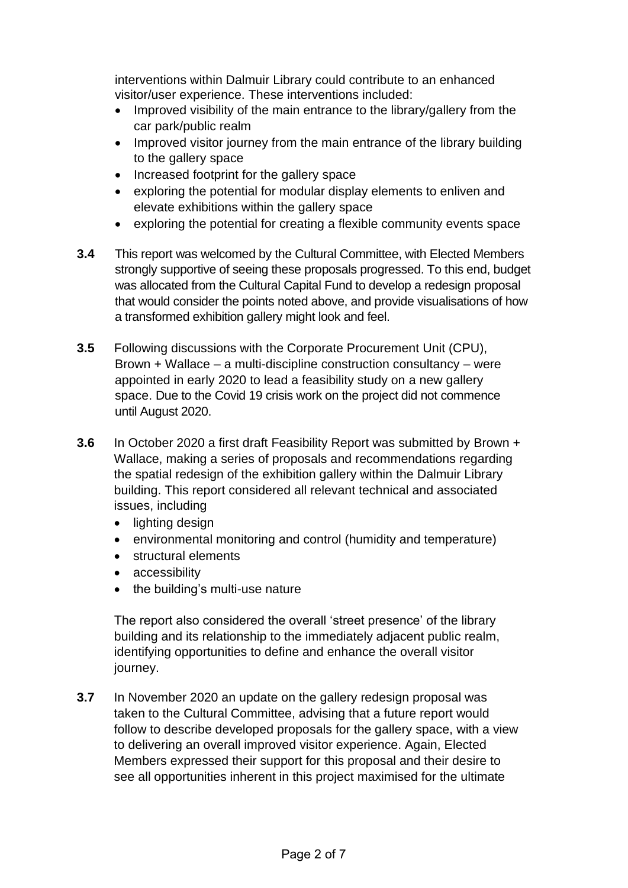interventions within Dalmuir Library could contribute to an enhanced visitor/user experience. These interventions included:

- Improved visibility of the main entrance to the library/gallery from the car park/public realm
- Improved visitor journey from the main entrance of the library building to the gallery space
- Increased footprint for the gallery space
- exploring the potential for modular display elements to enliven and elevate exhibitions within the gallery space
- exploring the potential for creating a flexible community events space

**3.4** This report was welcomed by the Cultural Committee, with Elected Members strongly supportive of seeing these proposals progressed. To this end, budget was allocated from the Cultural Capital Fund to develop a redesign proposal that would consider the points noted above, and provide visualisations of how a transformed exhibition gallery might look and feel.

**3.5** Following discussions with the Corporate Procurement Unit (CPU), Brown + Wallace – a multi-discipline construction consultancy – were appointed in early 2020 to lead a feasibility study on a new gallery space. Due to the Covid 19 crisis work on the project did not commence until August 2020.

**3.6** In October 2020 a first draft Feasibility Report was submitted by Brown + Wallace, making a series of proposals and recommendations regarding the spatial redesign of the exhibition gallery within the Dalmuir Library building. This report considered all relevant technical and associated issues, including

- lighting design
- environmental monitoring and control (humidity and temperature)
- structural elements
- accessibility
- the building's multi-use nature

The report also considered the overall 'street presence' of the library building and its relationship to the immediately adjacent public realm, identifying opportunities to define and enhance the overall visitor journey.

**3.7** In November 2020 an update on the gallery redesign proposal was taken to the Cultural Committee, advising that a future report would follow to describe developed proposals for the gallery space, with a view to delivering an overall improved visitor experience. Again, Elected Members expressed their support for this proposal and their desire to see all opportunities inherent in this project maximised for the ultimate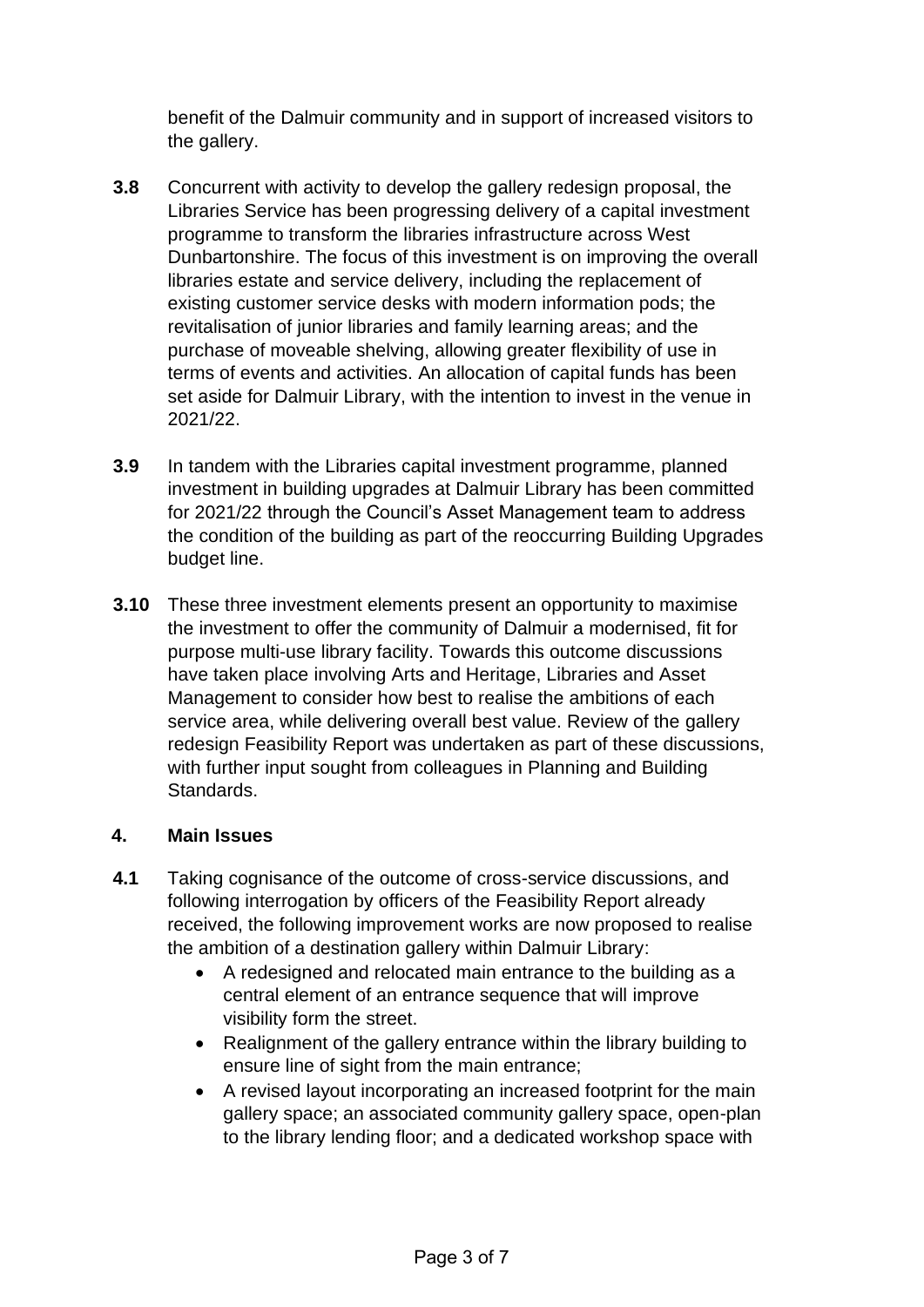benefit of the Dalmuir community and in support of increased visitors to the gallery.

**3.8** Concurrent with activity to develop the gallery redesign proposal, the Libraries Service has been progressing delivery of a capital investment programme to transform the libraries infrastructure across West Dunbartonshire. The focus of this investment is on improving the overall libraries estate and service delivery, including the replacement of existing customer service desks with modern information pods; the revitalisation of junior libraries and family learning areas; and the purchase of moveable shelving, allowing greater flexibility of use in terms of events and activities. An allocation of capital funds has been set aside for Dalmuir Library, with the intention to invest in the venue in 2021/22.

**3.9** In tandem with the Libraries capital investment programme, planned investment in building upgrades at Dalmuir Library has been committed for 2021/22 through the Council's Asset Management team to address the condition of the building as part of the reoccurring Building Upgrades budget line.

**3.10** These three investment elements present an opportunity to maximise the investment to offer the community of Dalmuir a modernised, fit for purpose multi-use library facility. Towards this outcome discussions have taken place involving Arts and Heritage, Libraries and Asset Management to consider how best to realise the ambitions of each service area, while delivering overall best value. Review of the gallery redesign Feasibility Report was undertaken as part of these discussions, with further input sought from colleagues in Planning and Building Standards.

## 4. Main Issues

**4.1** Taking cognisance of the outcome of cross-service discussions, and following interrogation by officers of the Feasibility Report already received, the following improvement works are now proposed to realise the ambition of a destination gallery within Dalmuir Library:

- A redesigned and relocated main entrance to the building as a central element of an entrance sequence that will improve visibility form the street.
- Realignment of the gallery entrance within the library building to ensure line of sight from the main entrance;
- A revised layout incorporating an increased footprint for the main gallery space; an associated community gallery space, open-plan to the library lending floor; and a dedicated workshop space with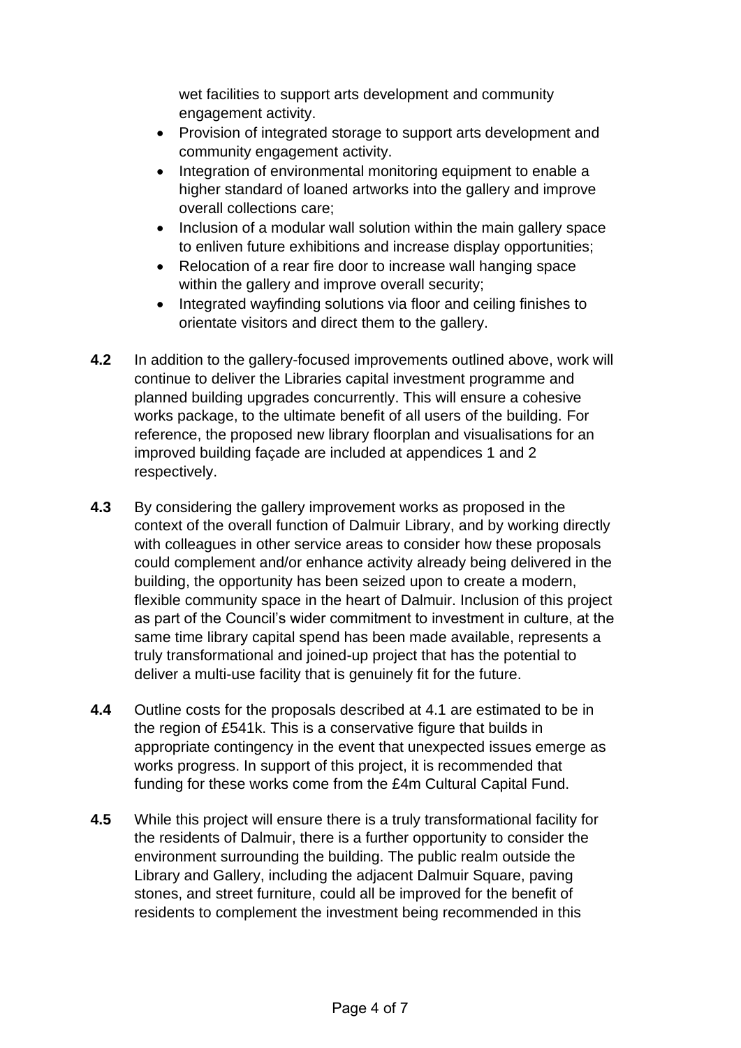wet facilities to support arts development and community engagement activity.

- Provision of integrated storage to support arts development and community engagement activity.
- Integration of environmental monitoring equipment to enable a higher standard of loaned artworks into the gallery and improve overall collections care;
- Inclusion of a modular wall solution within the main gallery space to enliven future exhibitions and increase display opportunities;
- Relocation of a rear fire door to increase wall hanging space within the gallery and improve overall security;
- Integrated wayfinding solutions via floor and ceiling finishes to orientate visitors and direct them to the gallery.

**4.2** In addition to the gallery-focused improvements outlined above, work will continue to deliver the Libraries capital investment programme and planned building upgrades concurrently. This will ensure a cohesive works package, to the ultimate benefit of all users of the building. For reference, the proposed new library floorplan and visualisations for an improved building façade are included at appendices 1 and 2 respectively.

**4.3** By considering the gallery improvement works as proposed in the context of the overall function of Dalmuir Library, and by working directly with colleagues in other service areas to consider how these proposals could complement and/or enhance activity already being delivered in the building, the opportunity has been seized upon to create a modern, flexible community space in the heart of Dalmuir. Inclusion of this project as part of the Council's wider commitment to investment in culture, at the same time library capital spend has been made available, represents a truly transformational and joined-up project that has the potential to deliver a multi-use facility that is genuinely fit for the future.

**4.4** Outline costs for the proposals described at 4.1 are estimated to be in the region of £541k. This is a conservative figure that builds in appropriate contingency in the event that unexpected issues emerge as works progress. In support of this project, it is recommended that funding for these works come from the £4m Cultural Capital Fund.

**4.5** While this project will ensure there is a truly transformational facility for the residents of Dalmuir, there is a further opportunity to consider the environment surrounding the building. The public realm outside the Library and Gallery, including the adjacent Dalmuir Square, paving stones, and street furniture, could all be improved for the benefit of residents to complement the investment being recommended in this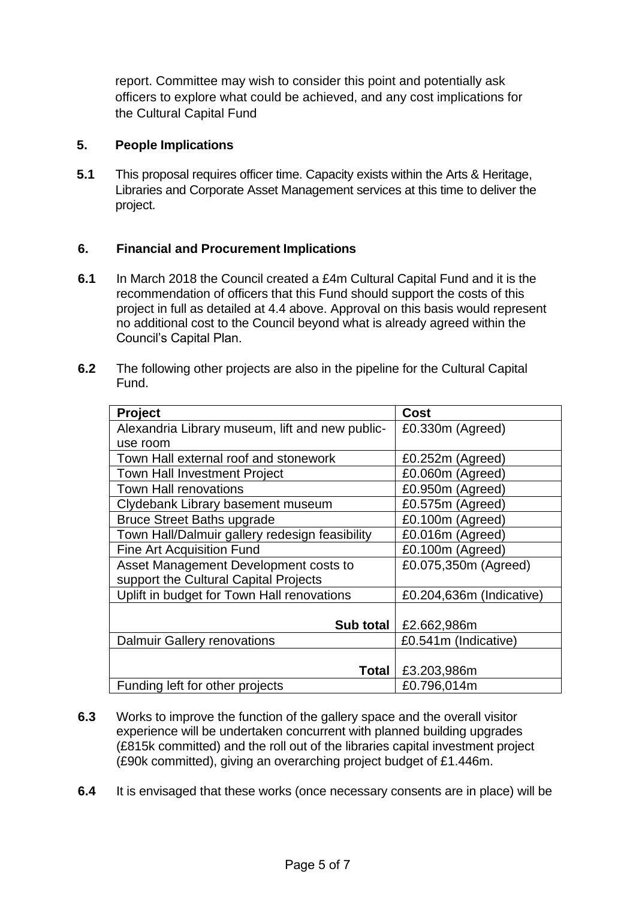report. Committee may wish to consider this point and potentially ask officers to explore what could be achieved, and any cost implications for the Cultural Capital Fund

## 5. People Implications

**5.1** This proposal requires officer time. Capacity exists within the Arts & Heritage, Libraries and Corporate Asset Management services at this time to deliver the project.

## 6. Financial and Procurement Implications

**6.1** In March 2018 the Council created a £4m Cultural Capital Fund and it is the recommendation of officers that this Fund should support the costs of this project in full as detailed at 4.4 above. Approval on this basis would represent no additional cost to the Council beyond what is already agreed within the Council's Capital Plan.

**6.2** The following other projects are also in the pipeline for the Cultural Capital Fund.

| Project | Cost |
|---|---|
| Alexandria Library museum, lift and new public-use room | £0.330m (Agreed) |
| Town Hall external roof and stonework | £0.252m (Agreed) |
| Town Hall Investment Project | £0.060m (Agreed) |
| Town Hall renovations | £0.950m (Agreed) |
| Clydebank Library basement museum | £0.575m (Agreed) |
| Bruce Street Baths upgrade | £0.100m (Agreed) |
| Town Hall/Dalmuir gallery redesign feasibility | £0.016m (Agreed) |
| Fine Art Acquisition Fund | £0.100m (Agreed) |
| Asset Management Development costs to support the Cultural Capital Projects | £0.075,350m (Agreed) |
| Uplift in budget for Town Hall renovations | £0.204,636m (Indicative) |
| **Sub total** | £2.662,986m |
| Dalmuir Gallery renovations | £0.541m (Indicative) |
| **Total** | £3.203,986m |
| Funding left for other projects | £0.796,014m |

**6.3** Works to improve the function of the gallery space and the overall visitor experience will be undertaken concurrent with planned building upgrades (£815k committed) and the roll out of the libraries capital investment project (£90k committed), giving an overarching project budget of £1.446m.

**6.4** It is envisaged that these works (once necessary consents are in place) will be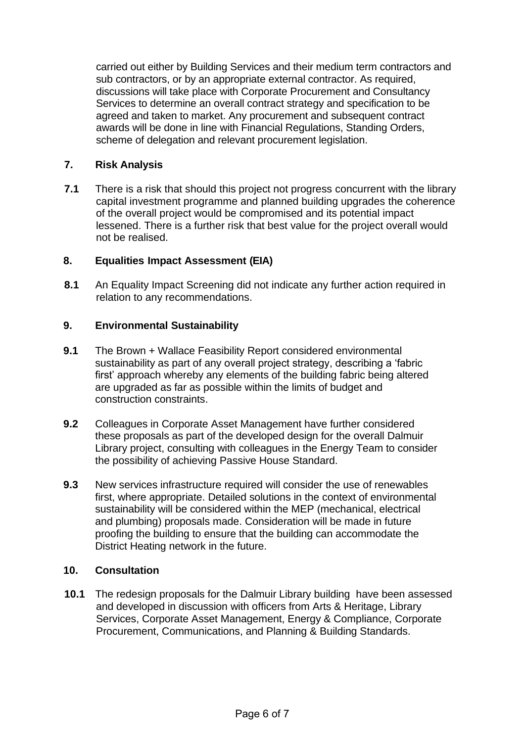carried out either by Building Services and their medium term contractors and sub contractors, or by an appropriate external contractor. As required, discussions will take place with Corporate Procurement and Consultancy Services to determine an overall contract strategy and specification to be agreed and taken to market. Any procurement and subsequent contract awards will be done in line with Financial Regulations, Standing Orders, scheme of delegation and relevant procurement legislation.

## 7. Risk Analysis

**7.1** There is a risk that should this project not progress concurrent with the library capital investment programme and planned building upgrades the coherence of the overall project would be compromised and its potential impact lessened. There is a further risk that best value for the project overall would not be realised.

## 8. Equalities Impact Assessment (EIA)

**8.1** An Equality Impact Screening did not indicate any further action required in relation to any recommendations.

## 9. Environmental Sustainability

**9.1** The Brown + Wallace Feasibility Report considered environmental sustainability as part of any overall project strategy, describing a 'fabric first' approach whereby any elements of the building fabric being altered are upgraded as far as possible within the limits of budget and construction constraints.

**9.2** Colleagues in Corporate Asset Management have further considered these proposals as part of the developed design for the overall Dalmuir Library project, consulting with colleagues in the Energy Team to consider the possibility of achieving Passive House Standard.

**9.3** New services infrastructure required will consider the use of renewables first, where appropriate. Detailed solutions in the context of environmental sustainability will be considered within the MEP (mechanical, electrical and plumbing) proposals made. Consideration will be made in future proofing the building to ensure that the building can accommodate the District Heating network in the future.

## 10. Consultation

**10.1** The redesign proposals for the Dalmuir Library building have been assessed and developed in discussion with officers from Arts & Heritage, Library Services, Corporate Asset Management, Energy & Compliance, Corporate Procurement, Communications, and Planning & Building Standards.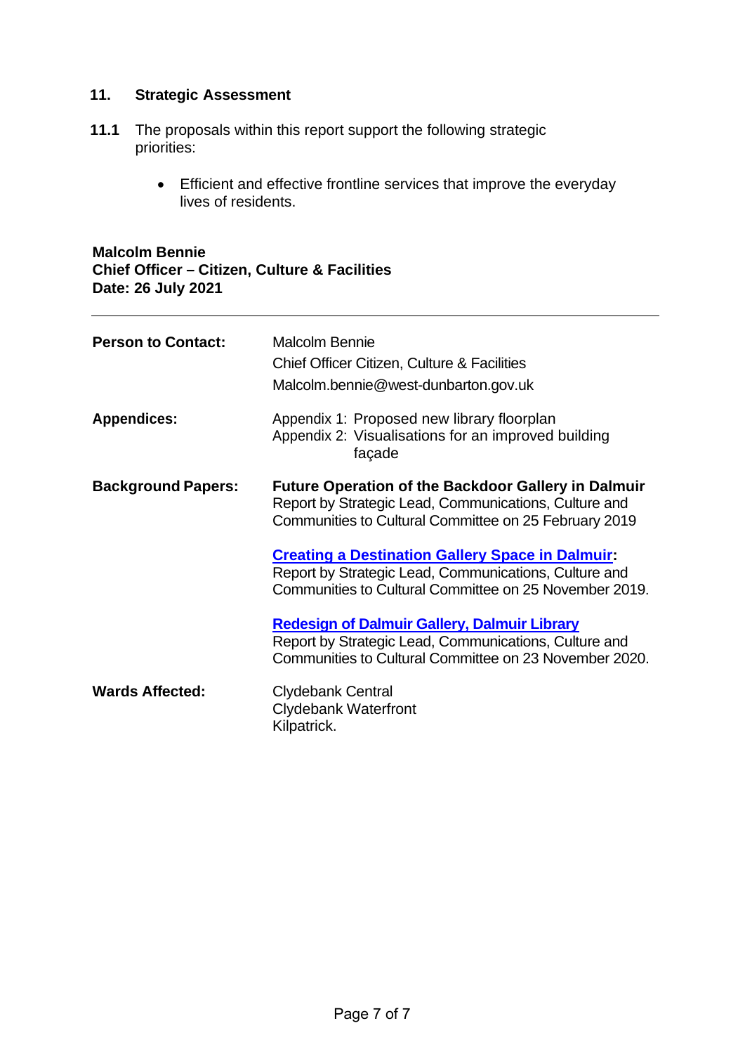## 11. Strategic Assessment

**11.1** The proposals within this report support the following strategic priorities:

- Efficient and effective frontline services that improve the everyday lives of residents.

**Malcolm Bennie**
**Chief Officer – Citizen, Culture & Facilities**
**Date: 26 July 2021**

---

**Person to Contact:** Malcolm Bennie
Chief Officer Citizen, Culture & Facilities
Malcolm.bennie@west-dunbarton.gov.uk

**Appendices:** Appendix 1: Proposed new library floorplan
Appendix 2: Visualisations for an improved building façade

**Background Papers:** **Future Operation of the Backdoor Gallery in Dalmuir**
Report by Strategic Lead, Communications, Culture and Communities to Cultural Committee on 25 February 2019

**Creating a Destination Gallery Space in Dalmuir:**
Report by Strategic Lead, Communications, Culture and Communities to Cultural Committee on 25 November 2019.

**Redesign of Dalmuir Gallery, Dalmuir Library**
Report by Strategic Lead, Communications, Culture and Communities to Cultural Committee on 23 November 2020.

**Wards Affected:** Clydebank Central
Clydebank Waterfront
Kilpatrick.